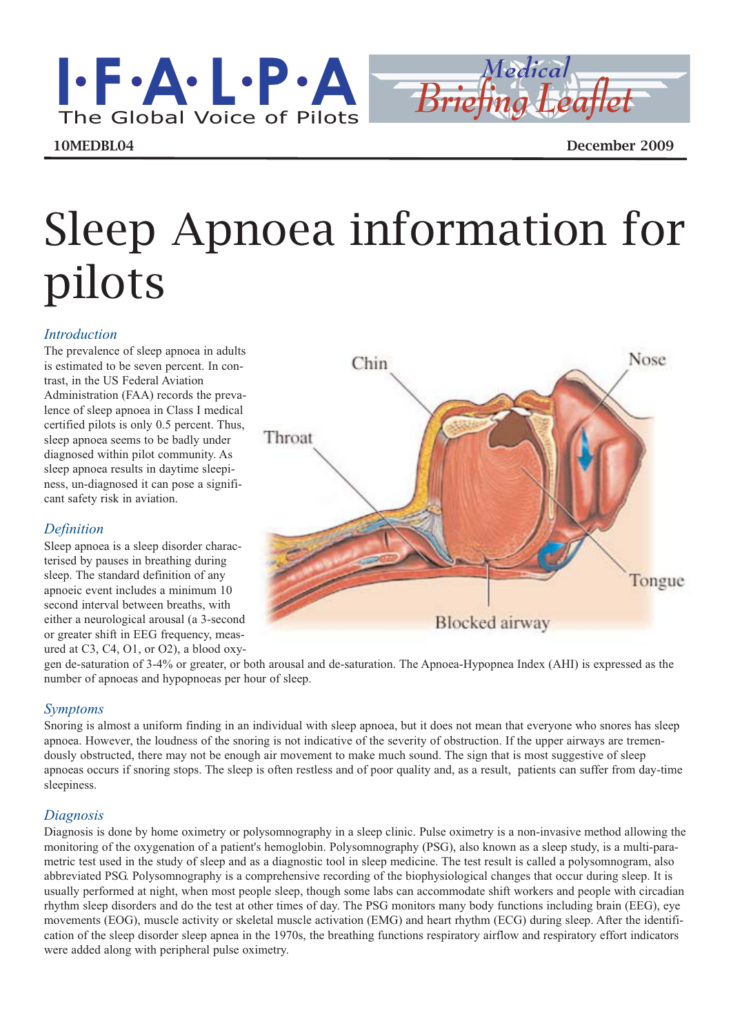I·F·A·L·P·A The Global Voice of Pilots

Medical Briefing Leaflet

**10MEDBL04** **December 2009**

# Sleep Apnoea information for pilots

### *Introduction*

The prevalence of sleep apnoea in adults is estimated to be seven percent. In contrast, in the US Federal Aviation Administration (FAA) records the prevalence of sleep apnoea in Class I medical certified pilots is only 0.5 percent. Thus, sleep apnoea seems to be badly under diagnosed within pilot community. As sleep apnoea results in daytime sleepiness, un-diagnosed it can pose a significant safety risk in aviation.

### *Definition*

Sleep apnoea is a sleep disorder characterised by pauses in breathing during sleep. The standard definition of any apnoeic event includes a minimum 10 second interval between breaths, with either a neurological arousal (a 3-second or greater shift in EEG frequency, measured at C3, C4, O1, or O2), a blood oxygen de-saturation of 3-4% or greater, or both arousal and de-saturation. The Apnoea-Hypopnea Index (AHI) is expressed as the number of apnoeas and hypopnoeas per hour of sleep.

### *Symptoms*

Snoring is almost a uniform finding in an individual with sleep apnoea, but it does not mean that everyone who snores has sleep apnoea. However, the loudness of the snoring is not indicative of the severity of obstruction. If the upper airways are tremendously obstructed, there may not be enough air movement to make much sound. The sign that is most suggestive of sleep apnoeas occurs if snoring stops. The sleep is often restless and of poor quality and, as a result, patients can suffer from day-time sleepiness.

### *Diagnosis*

Diagnosis is done by home oximetry or polysomnography in a sleep clinic. Pulse oximetry is a non-invasive method allowing the monitoring of the oxygenation of a patient's hemoglobin. Polysomnography (PSG), also known as a sleep study, is a multi-parametric test used in the study of sleep and as a diagnostic tool in sleep medicine. The test result is called a polysomnogram, also abbreviated PSG. Polysomnography is a comprehensive recording of the biophysiological changes that occur during sleep. It is usually performed at night, when most people sleep, though some labs can accommodate shift workers and people with circadian rhythm sleep disorders and do the test at other times of day. The PSG monitors many body functions including brain (EEG), eye movements (EOG), muscle activity or skeletal muscle activation (EMG) and heart rhythm (ECG) during sleep. After the identification of the sleep disorder sleep apnea in the 1970s, the breathing functions respiratory airflow and respiratory effort indicators were added along with peripheral pulse oximetry.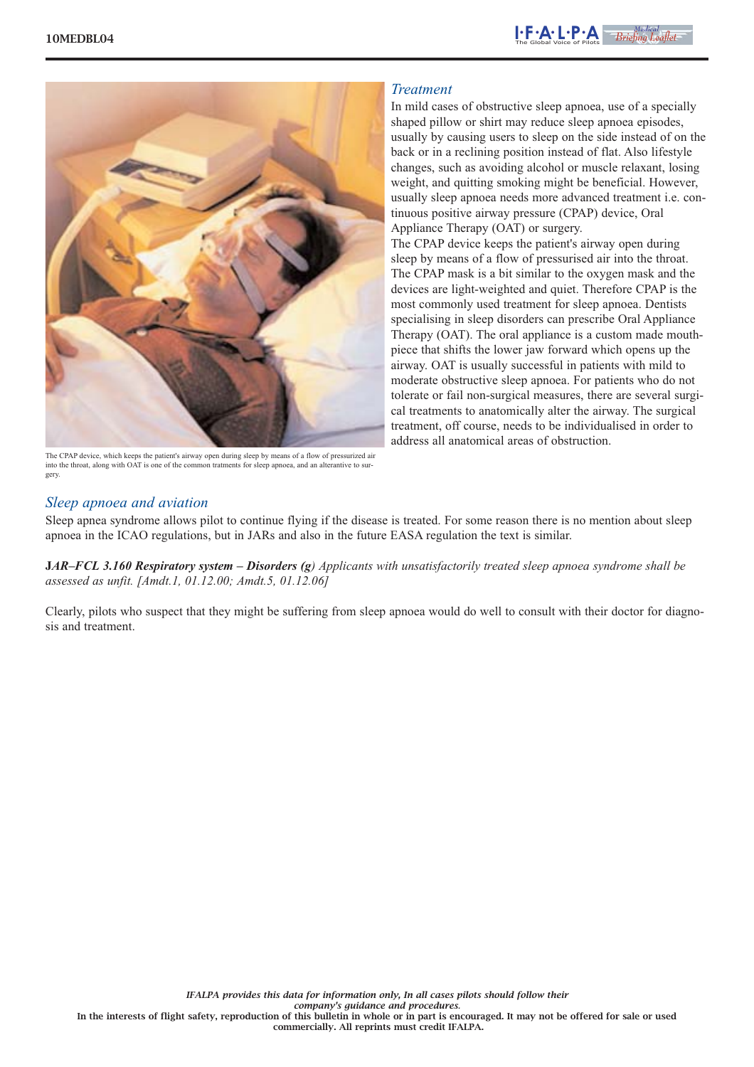The CPAP device, which keeps the patient's airway open during sleep by means of a flow of pressurized air into the throat, along with OAT is one of the common tratments for sleep apnoea, and an alterantive to surgery.

### *Treatment*

In mild cases of obstructive sleep apnoea, use of a specially shaped pillow or shirt may reduce sleep apnoea episodes, usually by causing users to sleep on the side instead of on the back or in a reclining position instead of flat. Also lifestyle changes, such as avoiding alcohol or muscle relaxant, losing weight, and quitting smoking might be beneficial. However, usually sleep apnoea needs more advanced treatment i.e. continuous positive airway pressure (CPAP) device, Oral Appliance Therapy (OAT) or surgery.

The CPAP device keeps the patient's airway open during sleep by means of a flow of pressurised air into the throat. The CPAP mask is a bit similar to the oxygen mask and the devices are light-weighted and quiet. Therefore CPAP is the most commonly used treatment for sleep apnoea. Dentists specialising in sleep disorders can prescribe Oral Appliance Therapy (OAT). The oral appliance is a custom made mouthpiece that shifts the lower jaw forward which opens up the airway. OAT is usually successful in patients with mild to moderate obstructive sleep apnoea. For patients who do not tolerate or fail non-surgical measures, there are several surgical treatments to anatomically alter the airway. The surgical treatment, off course, needs to be individualised in order to address all anatomical areas of obstruction.

### *Sleep apnoea and aviation*

Sleep apnea syndrome allows pilot to continue flying if the disease is treated. For some reason there is no mention about sleep apnoea in the ICAO regulations, but in JARs and also in the future EASA regulation the text is similar.

***JAR–FCL 3.160 Respiratory system – Disorders (g****) Applicants with unsatisfactorily treated sleep apnoea syndrome shall be assessed as unfit. [Amdt.1, 01.12.00; Amdt.5, 01.12.06]*

Clearly, pilots who suspect that they might be suffering from sleep apnoea would do well to consult with their doctor for diagnosis and treatment.

***IFALPA provides this data for information only, In all cases pilots should follow their company's guidance and procedures.***

**In the interests of flight safety, reproduction of this bulletin in whole or in part is encouraged. It may not be offered for sale or used commercially. All reprints must credit IFALPA.**